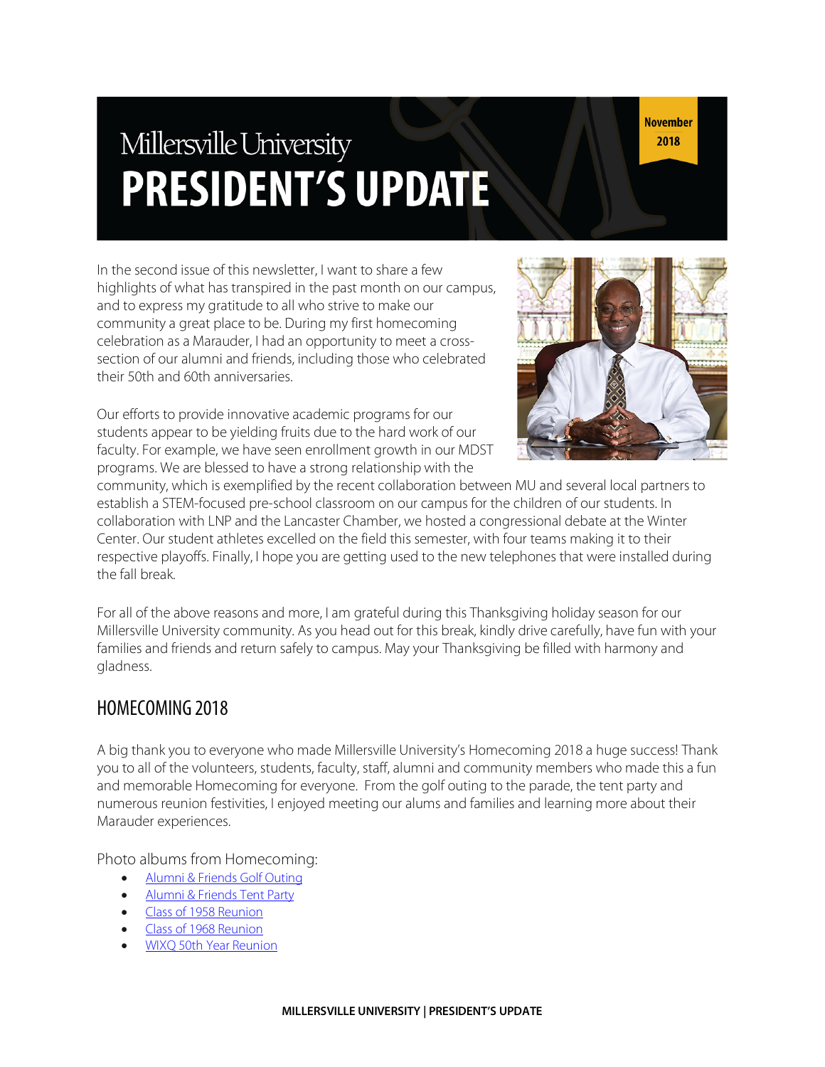Millersville University

# PRESIDENT'S UPDATE

November 2018

In the second issue of this newsletter, I want to share a few highlights of what has transpired in the past month on our campus, and to express my gratitude to all who strive to make our community a great place to be. During my first homecoming celebration as a Marauder, I had an opportunity to meet a cross-section of our alumni and friends, including those who celebrated their 50th and 60th anniversaries.

Our efforts to provide innovative academic programs for our students appear to be yielding fruits due to the hard work of our faculty. For example, we have seen enrollment growth in our MDST programs. We are blessed to have a strong relationship with the community, which is exemplified by the recent collaboration between MU and several local partners to establish a STEM-focused pre-school classroom on our campus for the children of our students. In collaboration with LNP and the Lancaster Chamber, we hosted a congressional debate at the Winter Center. Our student athletes excelled on the field this semester, with four teams making it to their respective playoffs. Finally, I hope you are getting used to the new telephones that were installed during the fall break.

For all of the above reasons and more, I am grateful during this Thanksgiving holiday season for our Millersville University community. As you head out for this break, kindly drive carefully, have fun with your families and friends and return safely to campus. May your Thanksgiving be filled with harmony and gladness.

## HOMECOMING 2018

A big thank you to everyone who made Millersville University's Homecoming 2018 a huge success! Thank you to all of the volunteers, students, faculty, staff, alumni and community members who made this a fun and memorable Homecoming for everyone. From the golf outing to the parade, the tent party and numerous reunion festivities, I enjoyed meeting our alums and families and learning more about their Marauder experiences.

Photo albums from Homecoming:

- Alumni & Friends Golf Outing
- Alumni & Friends Tent Party
- Class of 1958 Reunion
- Class of 1968 Reunion
- WIXQ 50th Year Reunion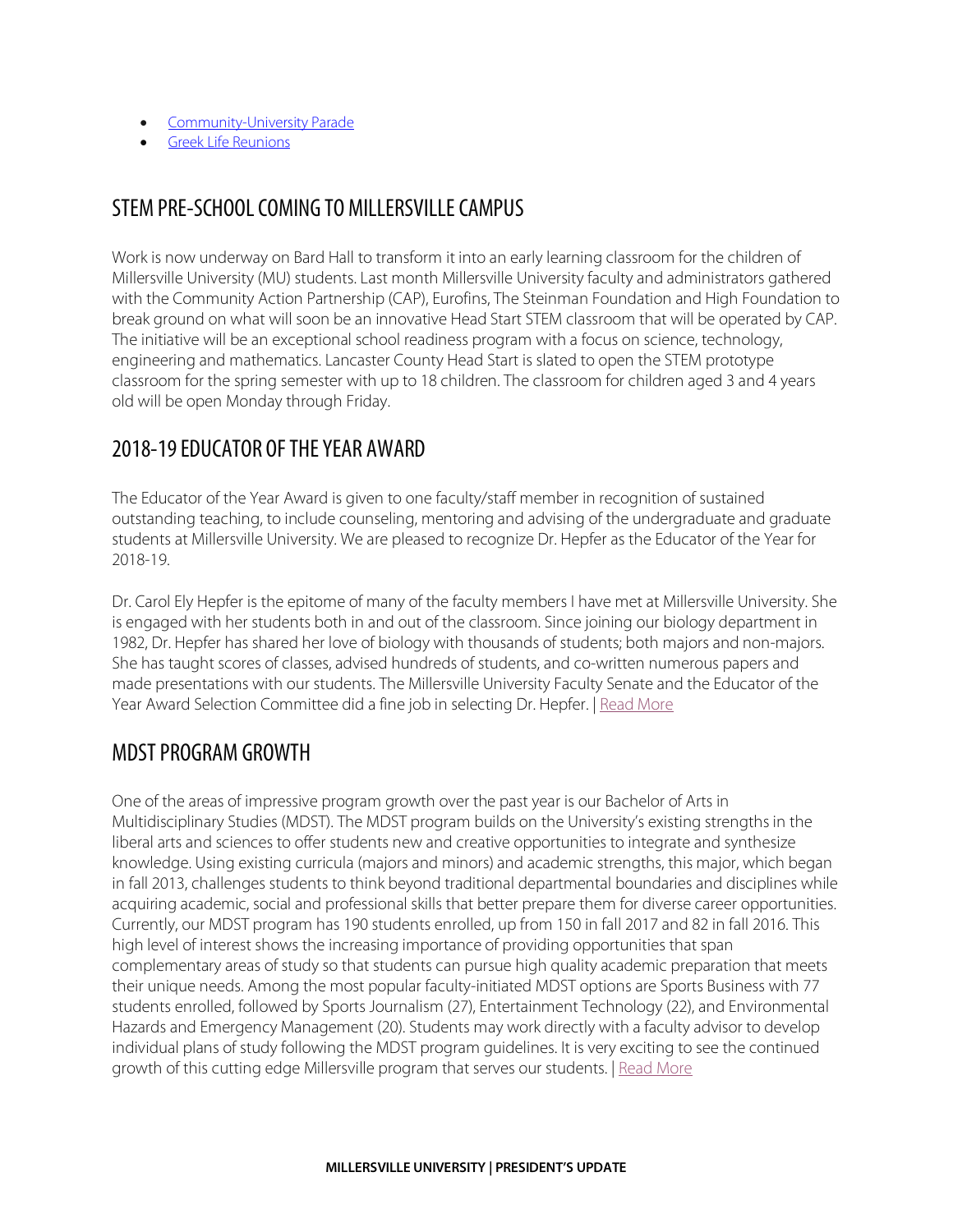- Community-University Parade
- Greek Life Reunions

## STEM PRE-SCHOOL COMING TO MILLERSVILLE CAMPUS

Work is now underway on Bard Hall to transform it into an early learning classroom for the children of Millersville University (MU) students. Last month Millersville University faculty and administrators gathered with the Community Action Partnership (CAP), Eurofins, The Steinman Foundation and High Foundation to break ground on what will soon be an innovative Head Start STEM classroom that will be operated by CAP. The initiative will be an exceptional school readiness program with a focus on science, technology, engineering and mathematics. Lancaster County Head Start is slated to open the STEM prototype classroom for the spring semester with up to 18 children. The classroom for children aged 3 and 4 years old will be open Monday through Friday.

## 2018-19 EDUCATOR OF THE YEAR AWARD

The Educator of the Year Award is given to one faculty/staff member in recognition of sustained outstanding teaching, to include counseling, mentoring and advising of the undergraduate and graduate students at Millersville University. We are pleased to recognize Dr. Hepfer as the Educator of the Year for 2018-19.

Dr. Carol Ely Hepfer is the epitome of many of the faculty members I have met at Millersville University. She is engaged with her students both in and out of the classroom. Since joining our biology department in 1982, Dr. Hepfer has shared her love of biology with thousands of students; both majors and non-majors. She has taught scores of classes, advised hundreds of students, and co-written numerous papers and made presentations with our students. The Millersville University Faculty Senate and the Educator of the Year Award Selection Committee did a fine job in selecting Dr. Hepfer. | Read More

## MDST PROGRAM GROWTH

One of the areas of impressive program growth over the past year is our Bachelor of Arts in Multidisciplinary Studies (MDST). The MDST program builds on the University's existing strengths in the liberal arts and sciences to offer students new and creative opportunities to integrate and synthesize knowledge. Using existing curricula (majors and minors) and academic strengths, this major, which began in fall 2013, challenges students to think beyond traditional departmental boundaries and disciplines while acquiring academic, social and professional skills that better prepare them for diverse career opportunities. Currently, our MDST program has 190 students enrolled, up from 150 in fall 2017 and 82 in fall 2016. This high level of interest shows the increasing importance of providing opportunities that span complementary areas of study so that students can pursue high quality academic preparation that meets their unique needs. Among the most popular faculty-initiated MDST options are Sports Business with 77 students enrolled, followed by Sports Journalism (27), Entertainment Technology (22), and Environmental Hazards and Emergency Management (20). Students may work directly with a faculty advisor to develop individual plans of study following the MDST program guidelines. It is very exciting to see the continued growth of this cutting edge Millersville program that serves our students. | Read More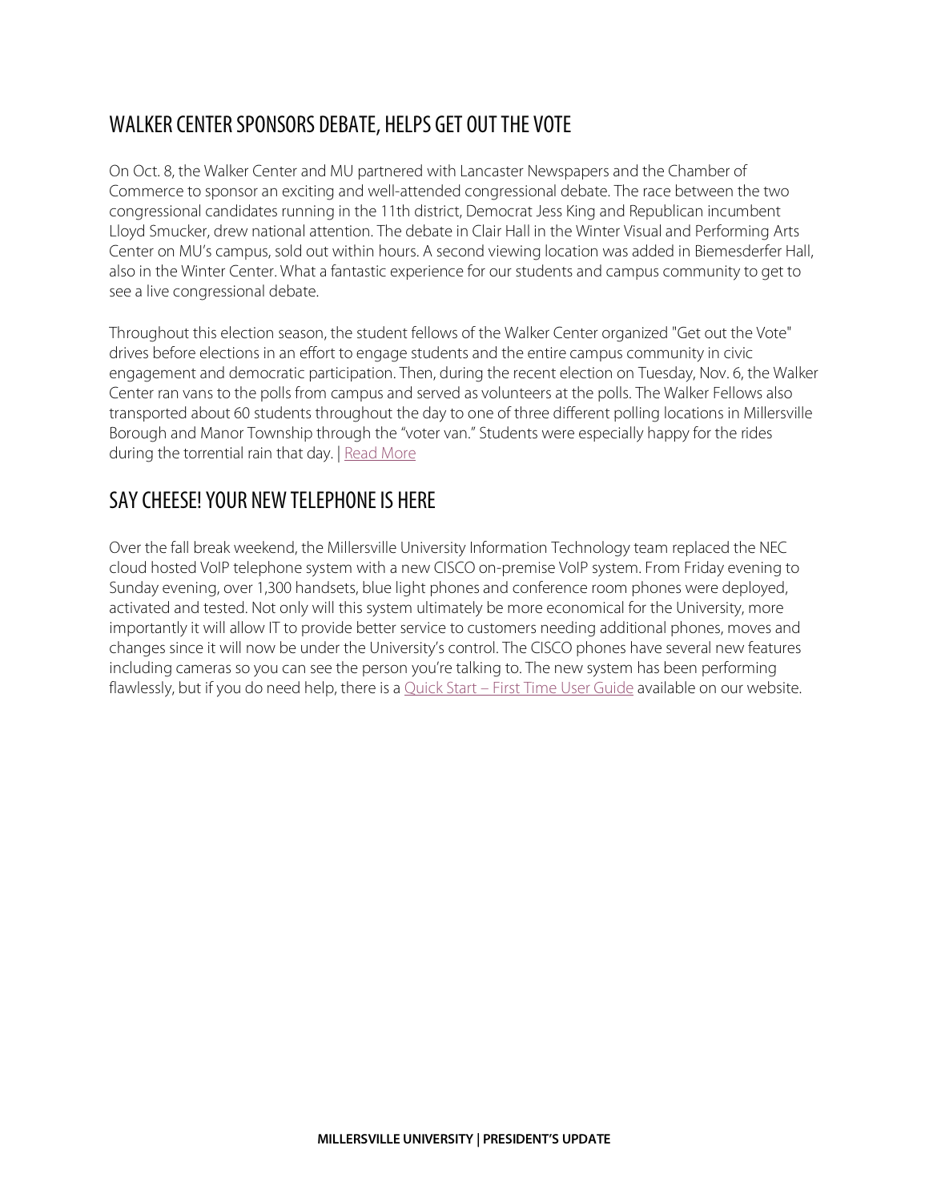## WALKER CENTER SPONSORS DEBATE, HELPS GET OUT THE VOTE

On Oct. 8, the Walker Center and MU partnered with Lancaster Newspapers and the Chamber of Commerce to sponsor an exciting and well-attended congressional debate. The race between the two congressional candidates running in the 11th district, Democrat Jess King and Republican incumbent Lloyd Smucker, drew national attention. The debate in Clair Hall in the Winter Visual and Performing Arts Center on MU's campus, sold out within hours. A second viewing location was added in Biemesderfer Hall, also in the Winter Center. What a fantastic experience for our students and campus community to get to see a live congressional debate.

Throughout this election season, the student fellows of the Walker Center organized "Get out the Vote" drives before elections in an effort to engage students and the entire campus community in civic engagement and democratic participation. Then, during the recent election on Tuesday, Nov. 6, the Walker Center ran vans to the polls from campus and served as volunteers at the polls. The Walker Fellows also transported about 60 students throughout the day to one of three different polling locations in Millersville Borough and Manor Township through the "voter van." Students were especially happy for the rides during the torrential rain that day. | Read More

## SAY CHEESE! YOUR NEW TELEPHONE IS HERE

Over the fall break weekend, the Millersville University Information Technology team replaced the NEC cloud hosted VoIP telephone system with a new CISCO on-premise VoIP system. From Friday evening to Sunday evening, over 1,300 handsets, blue light phones and conference room phones were deployed, activated and tested. Not only will this system ultimately be more economical for the University, more importantly it will allow IT to provide better service to customers needing additional phones, moves and changes since it will now be under the University's control. The CISCO phones have several new features including cameras so you can see the person you're talking to. The new system has been performing flawlessly, but if you do need help, there is a Quick Start – First Time User Guide available on our website.